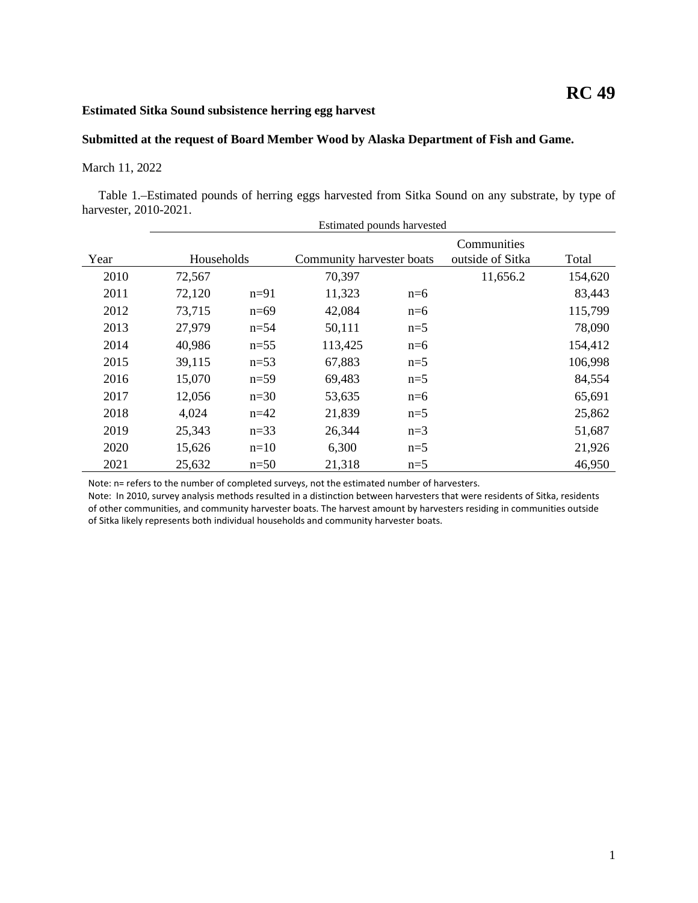**RC 49**

**Estimated Sitka Sound subsistence herring egg harvest**

**Submitted at the request of Board Member Wood by Alaska Department of Fish and Game.**

March 11, 2022

Table 1.–Estimated pounds of herring eggs harvested from Sitka Sound on any substrate, by type of harvester, 2010-2021.

| | Estimated pounds harvested | | | | | |
|---|---|---|---|---|---|---|
| Year | Households | | Community harvester boats | | Communities outside of Sitka | Total |
| 2010 | 72,567 | | 70,397 | | 11,656.2 | 154,620 |
| 2011 | 72,120 | n=91 | 11,323 | n=6 | | 83,443 |
| 2012 | 73,715 | n=69 | 42,084 | n=6 | | 115,799 |
| 2013 | 27,979 | n=54 | 50,111 | n=5 | | 78,090 |
| 2014 | 40,986 | n=55 | 113,425 | n=6 | | 154,412 |
| 2015 | 39,115 | n=53 | 67,883 | n=5 | | 106,998 |
| 2016 | 15,070 | n=59 | 69,483 | n=5 | | 84,554 |
| 2017 | 12,056 | n=30 | 53,635 | n=6 | | 65,691 |
| 2018 | 4,024 | n=42 | 21,839 | n=5 | | 25,862 |
| 2019 | 25,343 | n=33 | 26,344 | n=3 | | 51,687 |
| 2020 | 15,626 | n=10 | 6,300 | n=5 | | 21,926 |
| 2021 | 25,632 | n=50 | 21,318 | n=5 | | 46,950 |

Note: n= refers to the number of completed surveys, not the estimated number of harvesters.

Note: In 2010, survey analysis methods resulted in a distinction between harvesters that were residents of Sitka, residents of other communities, and community harvester boats. The harvest amount by harvesters residing in communities outside of Sitka likely represents both individual households and community harvester boats.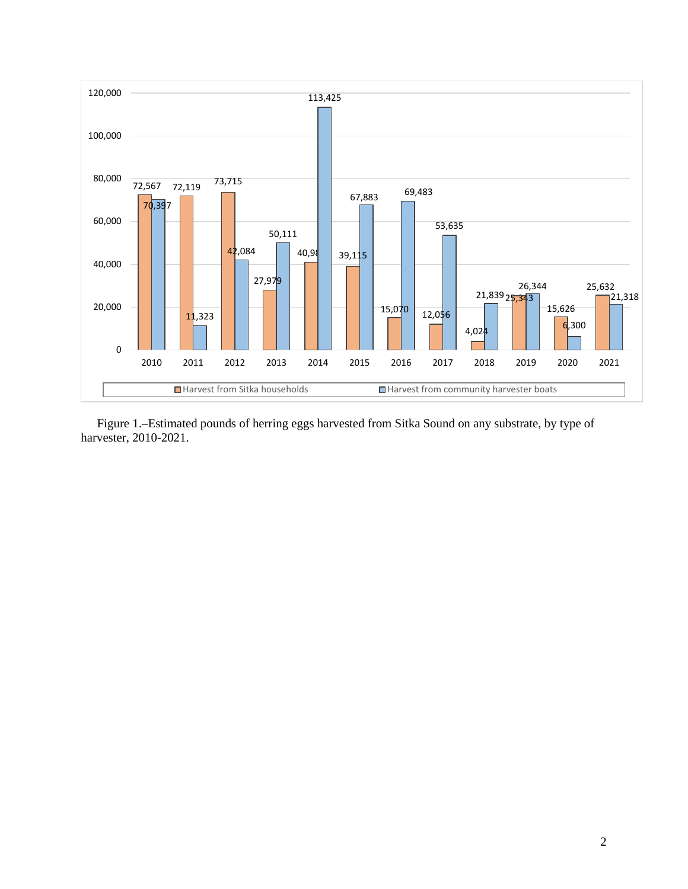120,000
100,000
80,000
60,000
40,000
20,000
0

2010: 72,567 70,397
2011: 72,119 11,323
2012: 73,715 42,084
2013: 27,979 50,111
2014: 40,98 113,425
2015: 39,115 67,883
2016: 15,070 69,483
2017: 12,056 53,635
2018: 4,024 21,839
2019: 25,343 26,344
2020: 15,626 6,300
2021: 25,632 21,318

Harvest from Sitka households
Harvest from community harvester boats

Figure 1.–Estimated pounds of herring eggs harvested from Sitka Sound on any substrate, by type of harvester, 2010-2021.